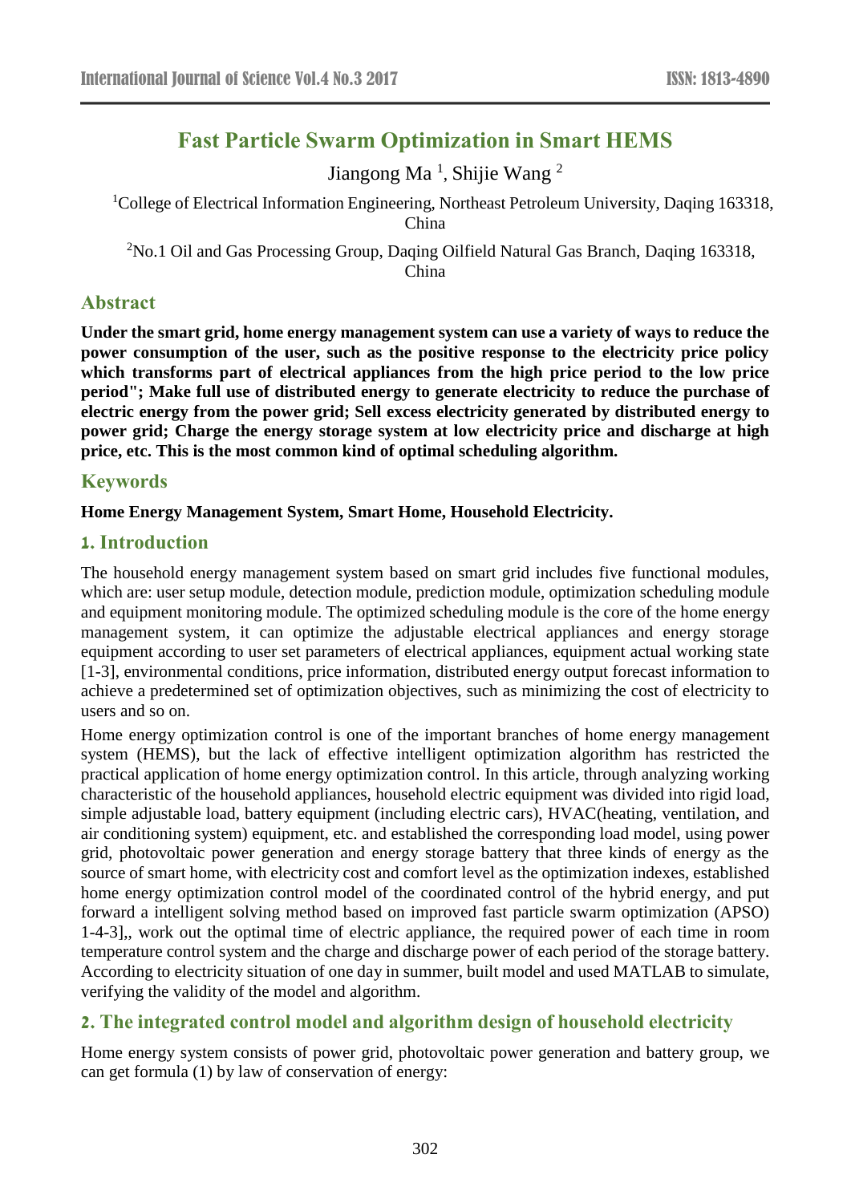# Fast Particle Swarm Optimization in Smart HEMS

Jiangong Ma [1], Shijie Wang [2]

[1]College of Electrical Information Engineering, Northeast Petroleum University, Daqing 163318, China

[2]No.1 Oil and Gas Processing Group, Daqing Oilfield Natural Gas Branch, Daqing 163318, China

## Abstract

**Under the smart grid, home energy management system can use a variety of ways to reduce the power consumption of the user, such as the positive response to the electricity price policy which transforms part of electrical appliances from the high price period to the low price period"; Make full use of distributed energy to generate electricity to reduce the purchase of electric energy from the power grid; Sell excess electricity generated by distributed energy to power grid; Charge the energy storage system at low electricity price and discharge at high price, etc. This is the most common kind of optimal scheduling algorithm.**

## Keywords

**Home Energy Management System, Smart Home, Household Electricity.**

## 1. Introduction

The household energy management system based on smart grid includes five functional modules, which are: user setup module, detection module, prediction module, optimization scheduling module and equipment monitoring module. The optimized scheduling module is the core of the home energy management system, it can optimize the adjustable electrical appliances and energy storage equipment according to user set parameters of electrical appliances, equipment actual working state [1-3], environmental conditions, price information, distributed energy output forecast information to achieve a predetermined set of optimization objectives, such as minimizing the cost of electricity to users and so on.

Home energy optimization control is one of the important branches of home energy management system (HEMS), but the lack of effective intelligent optimization algorithm has restricted the practical application of home energy optimization control. In this article, through analyzing working characteristic of the household appliances, household electric equipment was divided into rigid load, simple adjustable load, battery equipment (including electric cars), HVAC(heating, ventilation, and air conditioning system) equipment, etc. and established the corresponding load model, using power grid, photovoltaic power generation and energy storage battery that three kinds of energy as the source of smart home, with electricity cost and comfort level as the optimization indexes, established home energy optimization control model of the coordinated control of the hybrid energy, and put forward a intelligent solving method based on improved fast particle swarm optimization (APSO) 1-4-3],, work out the optimal time of electric appliance, the required power of each time in room temperature control system and the charge and discharge power of each period of the storage battery. According to electricity situation of one day in summer, built model and used MATLAB to simulate, verifying the validity of the model and algorithm.

## 2. The integrated control model and algorithm design of household electricity

Home energy system consists of power grid, photovoltaic power generation and battery group, we can get formula (1) by law of conservation of energy: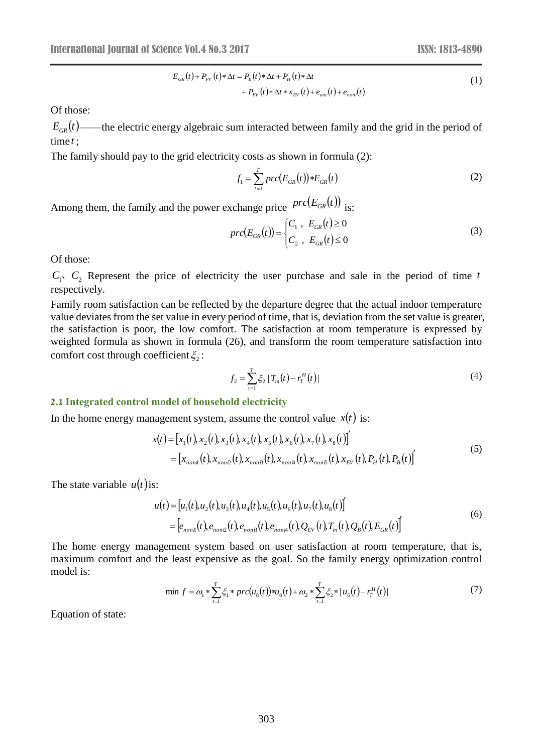$$E_{GR}(t)+P_{PV}(t)*\Delta t=P_B(t)*\Delta t+P_H(t)*\Delta t \\ +P_{EV}(t)*\Delta t*x_{EV}(t)+e_{unc}(t)+e_{noni}(t) \tag{1}$$

Of those:

$E_{GR}(t)$——the electric energy algebraic sum interacted between family and the grid in the period of time $t$;

The family should pay to the grid electricity costs as shown in formula (2):

$$f_1=\sum_{t=1}^{T}prc(E_{GR}(t))*E_{GR}(t) \tag{2}$$

Among them, the family and the power exchange price $prc(E_{GR}(t))$ is:

$$prc(E_{GR}(t))=\begin{cases}C_1\ ,\ E_{GR}(t)\geq 0\\ C_2\ ,\ E_{GR}(t)\leq 0\end{cases} \tag{3}$$

Of those:

$C_1$、$C_2$ Represent the price of electricity the user purchase and sale in the period of time $t$ respectively.

Family room satisfaction can be reflected by the departure degree that the actual indoor temperature value deviates from the set value in every period of time, that is, deviation from the set value is greater, the satisfaction is poor, the low comfort. The satisfaction at room temperature is expressed by weighted formula as shown in formula (26), and transform the room temperature satisfaction into comfort cost through coefficient $\xi_2$:

$$f_2=\sum_{t=1}^{T}\xi_2\,|\,T_{in}(t)-r_T^H(t)| \tag{4}$$

## 2.1 Integrated control model of household electricity

In the home energy management system, assume the control value $x(t)$ is:

$$\begin{aligned}x(t)&=[x_1(t),x_2(t),x_3(t),x_4(t),x_5(t),x_6(t),x_7(t),x_8(t)]'\\&=[x_{noni1}(t),x_{noni2}(t),x_{noni3}(t),x_{noni4}(t),x_{noni5}(t),x_{EV}(t),P_H(t),P_B(t)]'\end{aligned} \tag{5}$$

The state variable $u(t)$is:

$$\begin{aligned}u(t)&=[u_1(t),u_2(t),u_3(t),u_4(t),u_5(t),u_6(t),u_7(t),u_8(t)]'\\&=[e_{noni1}(t),e_{noni2}(t),e_{noni3}(t),e_{noni4}(t),Q_{EV}(t),T_{in}(t),Q_B(t),E_{GR}(t)]'\end{aligned} \tag{6}$$

The home energy management system based on user satisfaction at room temperature, that is, maximum comfort and the least expensive as the goal. So the family energy optimization control model is:

$$\min\ f=\omega_1*\sum_{t=1}^{T}\xi_1*prc(u_8(t))*u_8(t)+\omega_2*\sum_{t=1}^{T}\xi_2*|\,u_6(t)-r_T^H(t)| \tag{7}$$

Equation of state: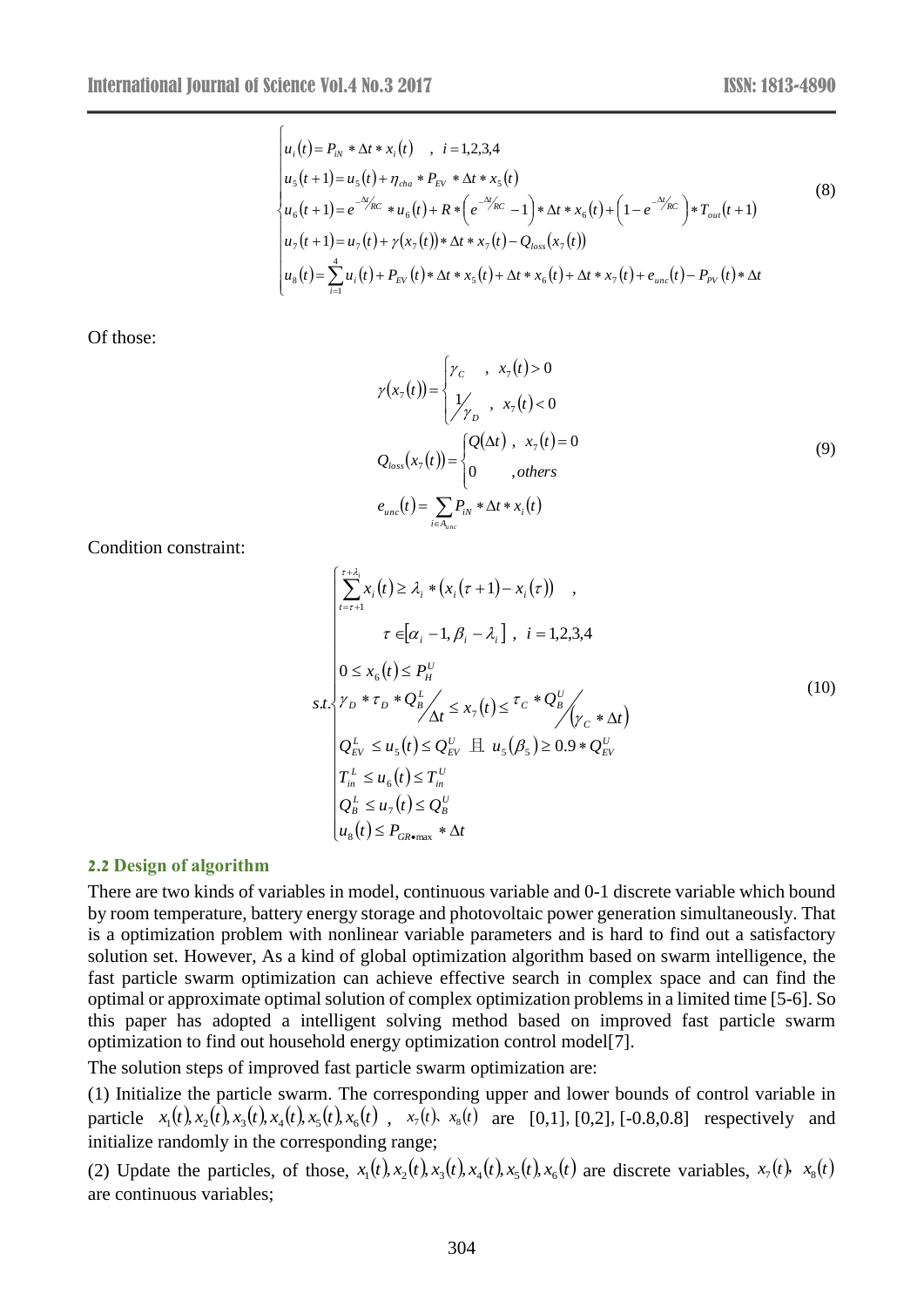$$\begin{cases} u_i(t) = P_{iN} * \Delta t * x_i(t) \quad , \ i = 1,2,3,4 \\ u_5(t+1) = u_5(t) + \eta_{cha} * P_{EV} * \Delta t * x_5(t) \\ u_6(t+1) = e^{-\Delta t / RC} * u_6(t) + R * \left(e^{-\Delta t / RC} - 1\right) * \Delta t * x_6(t) + \left(1 - e^{-\Delta t / RC}\right) * T_{out}(t+1) \\ u_7(t+1) = u_7(t) + \gamma(x_7(t)) * \Delta t * x_7(t) - Q_{loss}(x_7(t)) \\ u_8(t) = \sum_{i=1}^{4} u_i(t) + P_{EV}(t) * \Delta t * x_5(t) + \Delta t * x_6(t) + \Delta t * x_7(t) + e_{unc}(t) - P_{PV}(t) * \Delta t \end{cases} \tag{8}$$

Of those:

$$\gamma(x_7(t)) = \begin{cases} \gamma_C \quad , \ x_7(t) > 0 \\ 1/\gamma_D \quad , \ x_7(t) < 0 \end{cases}$$

$$Q_{loss}(x_7(t)) = \begin{cases} Q(\Delta t) \ , \ x_7(t) = 0 \\ 0 \quad , others \end{cases} \tag{9}$$

$$e_{unc}(t) = \sum_{i \in A_{unc}} P_{iN} * \Delta t * x_i(t)$$

Condition constraint:

$$s.t. \begin{cases} \sum_{t=\tau+1}^{\tau+\lambda_i} x_i(t) \geq \lambda_i * \left(x_i(\tau+1) - x_i(\tau)\right) \quad , \\ \qquad \tau \in [\alpha_i - 1, \beta_i - \lambda_i] \ , \ i = 1,2,3,4 \\ 0 \leq x_6(t) \leq P_H^U \\ \gamma_D * \tau_D * Q_B^L / \Delta t \leq x_7(t) \leq \tau_C * Q_B^U / (\gamma_C * \Delta t) \\ Q_{EV}^L \leq u_5(t) \leq Q_{EV}^U \ \text{且} \ u_5(\beta_5) \geq 0.9 * Q_{EV}^U \\ T_{in}^L \leq u_6(t) \leq T_{in}^U \\ Q_B^L \leq u_7(t) \leq Q_B^U \\ u_8(t) \leq P_{GR \bullet \max} * \Delta t \end{cases} \tag{10}$$

## 2.2 Design of algorithm

There are two kinds of variables in model, continuous variable and 0-1 discrete variable which bound by room temperature, battery energy storage and photovoltaic power generation simultaneously. That is a optimization problem with nonlinear variable parameters and is hard to find out a satisfactory solution set. However, As a kind of global optimization algorithm based on swarm intelligence, the fast particle swarm optimization can achieve effective search in complex space and can find the optimal or approximate optimal solution of complex optimization problems in a limited time [5-6]. So this paper has adopted a intelligent solving method based on improved fast particle swarm optimization to find out household energy optimization control model[7].

The solution steps of improved fast particle swarm optimization are:

(1) Initialize the particle swarm. The corresponding upper and lower bounds of control variable in particle $x_1(t), x_2(t), x_3(t), x_4(t), x_5(t), x_6(t)$ , $x_7(t)$、$x_8(t)$ are [0,1], [0,2], [-0.8,0.8] respectively and initialize randomly in the corresponding range;

(2) Update the particles, of those, $x_1(t), x_2(t), x_3(t), x_4(t), x_5(t), x_6(t)$ are discrete variables, $x_7(t)$、$x_8(t)$ are continuous variables;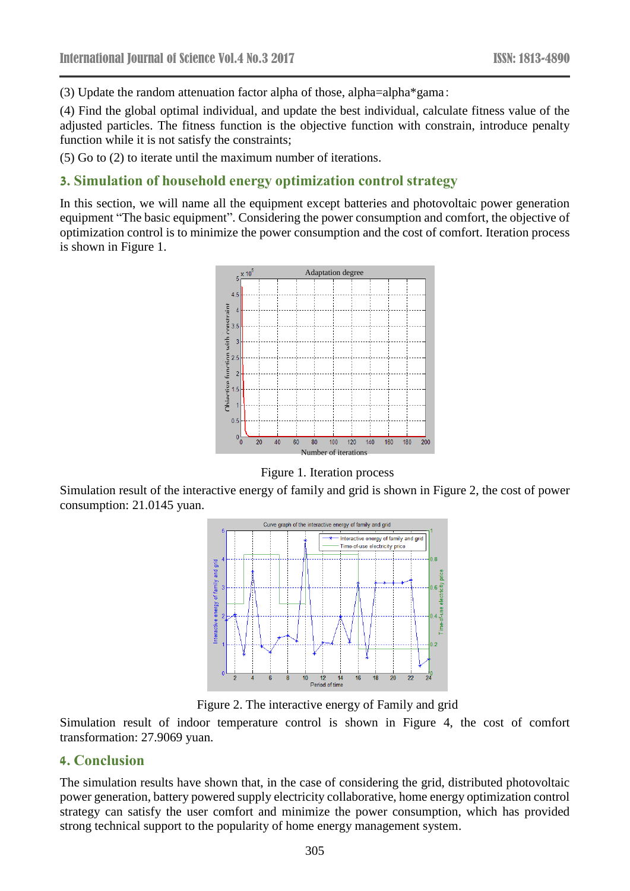(3) Update the random attenuation factor alpha of those, alpha=alpha*gama;

(4) Find the global optimal individual, and update the best individual, calculate fitness value of the adjusted particles. The fitness function is the objective function with constrain, introduce penalty function while it is not satisfy the constraints;

(5) Go to (2) to iterate until the maximum number of iterations.

## 3. Simulation of household energy optimization control strategy

In this section, we will name all the equipment except batteries and photovoltaic power generation equipment "The basic equipment". Considering the power consumption and comfort, the objective of optimization control is to minimize the power consumption and the cost of comfort. Iteration process is shown in Figure 1.

Figure 1. Iteration process

Simulation result of the interactive energy of family and grid is shown in Figure 2, the cost of power consumption: 21.0145 yuan.

Figure 2. The interactive energy of Family and grid

Simulation result of indoor temperature control is shown in Figure 4, the cost of comfort transformation: 27.9069 yuan.

## 4. Conclusion

The simulation results have shown that, in the case of considering the grid, distributed photovoltaic power generation, battery powered supply electricity collaborative, home energy optimization control strategy can satisfy the user comfort and minimize the power consumption, which has provided strong technical support to the popularity of home energy management system.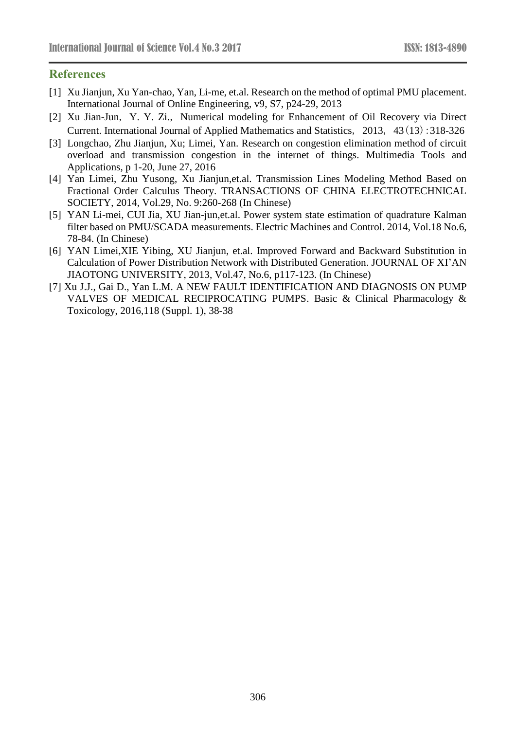## References

[1] Xu Jianjun, Xu Yan-chao, Yan, Li-me, et.al. Research on the method of optimal PMU placement. International Journal of Online Engineering, v9, S7, p24-29, 2013

[2] Xu Jian-Jun，Y. Y. Zi.，Numerical modeling for Enhancement of Oil Recovery via Direct Current. International Journal of Applied Mathematics and Statistics，2013，43（13）:318-326

[3] Longchao, Zhu Jianjun, Xu; Limei, Yan. Research on congestion elimination method of circuit overload and transmission congestion in the internet of things. Multimedia Tools and Applications, p 1-20, June 27, 2016

[4] Yan Limei, Zhu Yusong, Xu Jianjun,et.al. Transmission Lines Modeling Method Based on Fractional Order Calculus Theory. TRANSACTIONS OF CHINA ELECTROTECHNICAL SOCIETY, 2014, Vol.29, No. 9:260-268 (In Chinese)

[5] YAN Li-mei, CUI Jia, XU Jian-jun,et.al. Power system state estimation of quadrature Kalman filter based on PMU/SCADA measurements. Electric Machines and Control. 2014, Vol.18 No.6, 78-84. (In Chinese)

[6] YAN Limei,XIE Yibing, XU Jianjun, et.al. Improved Forward and Backward Substitution in Calculation of Power Distribution Network with Distributed Generation. JOURNAL OF XI'AN JIAOTONG UNIVERSITY, 2013, Vol.47, No.6, p117-123. (In Chinese)

[7] Xu J.J., Gai D., Yan L.M. A NEW FAULT IDENTIFICATION AND DIAGNOSIS ON PUMP VALVES OF MEDICAL RECIPROCATING PUMPS. Basic & Clinical Pharmacology & Toxicology, 2016,118 (Suppl. 1), 38-38